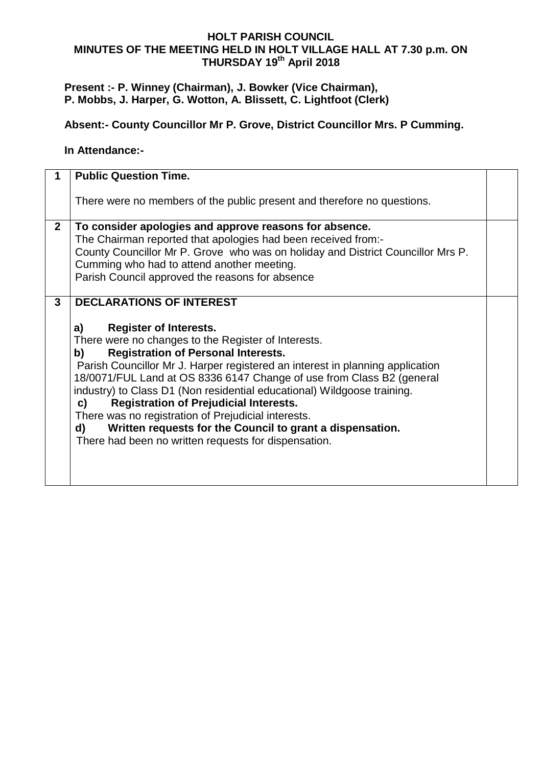# HOLT PARISH COUNCIL
## MINUTES OF THE MEETING HELD IN HOLT VILLAGE HALL AT 7.30 p.m. ON THURSDAY 19th April 2018

**Present :- P. Winney (Chairman), J. Bowker (Vice Chairman), P. Mobbs, J. Harper, G. Wotton, A. Blissett, C. Lightfoot (Clerk)**

**Absent:- County Councillor Mr P. Grove, District Councillor Mrs. P Cumming.**

**In Attendance:-**

| | | |
|---|---|---|
| **1** | **Public Question Time.**<br><br>There were no members of the public present and therefore no questions. | |
| **2** | **To consider apologies and approve reasons for absence.**<br>The Chairman reported that apologies had been received from:-<br>County Councillor Mr P. Grove who was on holiday and District Councillor Mrs P. Cumming who had to attend another meeting.<br>Parish Council approved the reasons for absence | |
| **3** | **DECLARATIONS OF INTEREST**<br><br>**a) Register of Interests.**<br>There were no changes to the Register of Interests.<br>**b) Registration of Personal Interests.**<br>Parish Councillor Mr J. Harper registered an interest in planning application 18/0071/FUL Land at OS 8336 6147 Change of use from Class B2 (general industry) to Class D1 (Non residential educational) Wildgoose training.<br>**c) Registration of Prejudicial Interests.**<br>There was no registration of Prejudicial interests.<br>**d) Written requests for the Council to grant a dispensation.**<br>There had been no written requests for dispensation. | |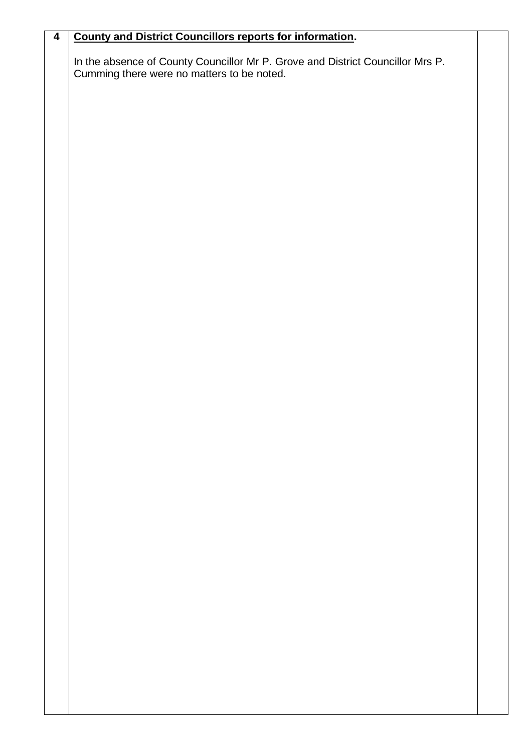| 4 | **County and District Councillors reports for information.**<br><br>In the absence of County Councillor Mr P. Grove and District Councillor Mrs P. Cumming there were no matters to be noted. | |
|---|---|---|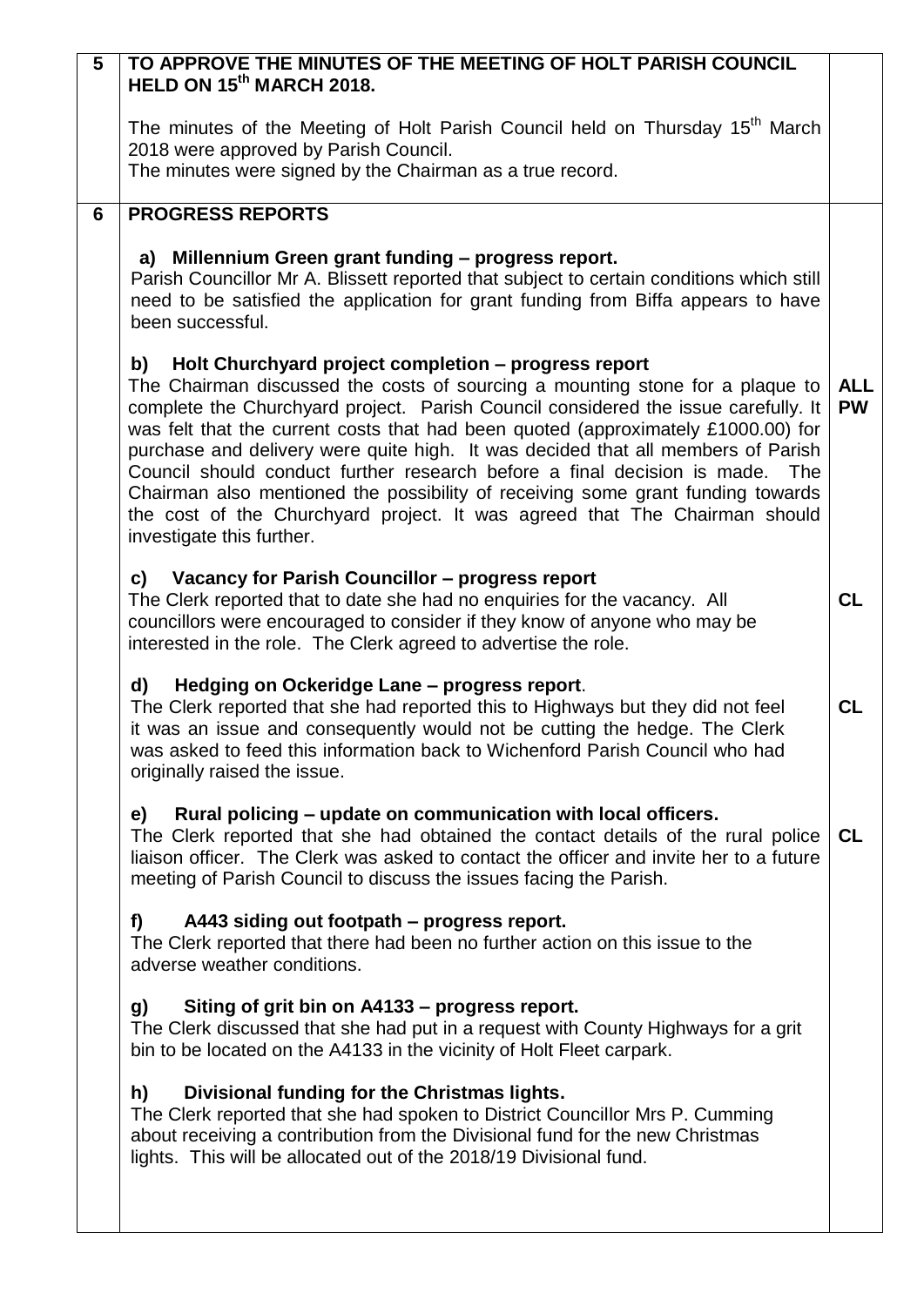| | | |
|---|---|---|
| **5** | **TO APPROVE THE MINUTES OF THE MEETING OF HOLT PARISH COUNCIL HELD ON 15th MARCH 2018.**<br><br>The minutes of the Meeting of Holt Parish Council held on Thursday 15th March 2018 were approved by Parish Council.<br>The minutes were signed by the Chairman as a true record. | |
| **6** | **PROGRESS REPORTS**<br><br>**a) Millennium Green grant funding – progress report.**<br>Parish Councillor Mr A. Blissett reported that subject to certain conditions which still need to be satisfied the application for grant funding from Biffa appears to have been successful.<br><br>**b) Holt Churchyard project completion – progress report**<br>The Chairman discussed the costs of sourcing a mounting stone for a plaque to complete the Churchyard project. Parish Council considered the issue carefully. It was felt that the current costs that had been quoted (approximately £1000.00) for purchase and delivery were quite high. It was decided that all members of Parish Council should conduct further research before a final decision is made. The Chairman also mentioned the possibility of receiving some grant funding towards the cost of the Churchyard project. It was agreed that The Chairman should investigate this further. | **ALL**<br>**PW** |
| | **c) Vacancy for Parish Councillor – progress report**<br>The Clerk reported that to date she had no enquiries for the vacancy. All councillors were encouraged to consider if they know of anyone who may be interested in the role. The Clerk agreed to advertise the role. | **CL** |
| | **d) Hedging on Ockeridge Lane – progress report**.<br>The Clerk reported that she had reported this to Highways but they did not feel it was an issue and consequently would not be cutting the hedge. The Clerk was asked to feed this information back to Wichenford Parish Council who had originally raised the issue. | **CL** |
| | **e) Rural policing – update on communication with local officers.**<br>The Clerk reported that she had obtained the contact details of the rural police liaison officer. The Clerk was asked to contact the officer and invite her to a future meeting of Parish Council to discuss the issues facing the Parish. | **CL** |
| | **f) A443 siding out footpath – progress report.**<br>The Clerk reported that there had been no further action on this issue to the adverse weather conditions.<br><br>**g) Siting of grit bin on A4133 – progress report.**<br>The Clerk discussed that she had put in a request with County Highways for a grit bin to be located on the A4133 in the vicinity of Holt Fleet carpark.<br><br>**h) Divisional funding for the Christmas lights.**<br>The Clerk reported that she had spoken to District Councillor Mrs P. Cumming about receiving a contribution from the Divisional fund for the new Christmas lights. This will be allocated out of the 2018/19 Divisional fund. | |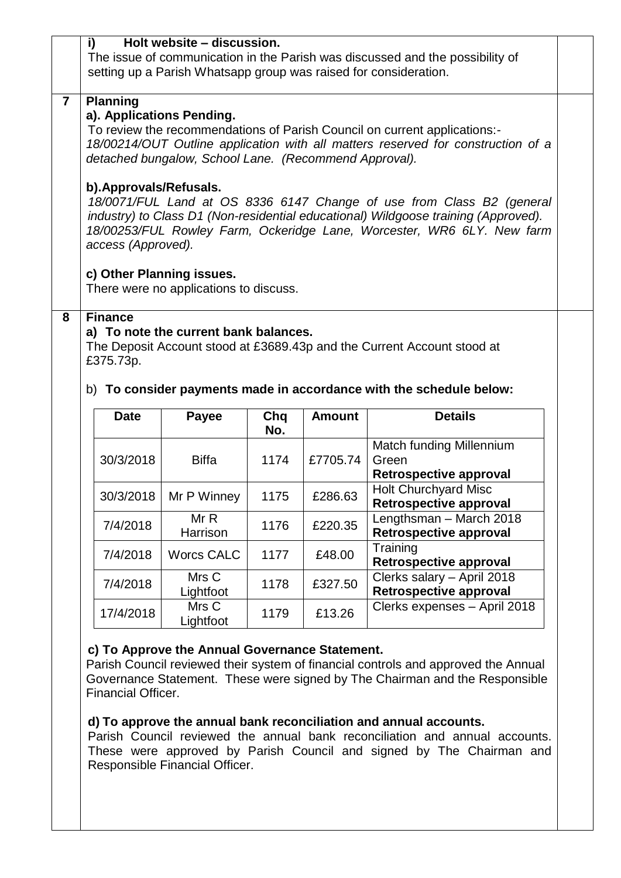**i) Holt website – discussion.**

The issue of communication in the Parish was discussed and the possibility of setting up a Parish Whatsapp group was raised for consideration.

## 7 Planning

**a). Applications Pending.**

To review the recommendations of Parish Council on current applications:-

*18/00214/OUT Outline application with all matters reserved for construction of a detached bungalow, School Lane. (Recommend Approval).*

**b).Approvals/Refusals.**

*18/0071/FUL Land at OS 8336 6147 Change of use from Class B2 (general industry) to Class D1 (Non-residential educational) Wildgoose training (Approved).*

*18/00253/FUL Rowley Farm, Ockeridge Lane, Worcester, WR6 6LY. New farm access (Approved).*

**c) Other Planning issues.**

There were no applications to discuss.

## 8 Finance

**a) To note the current bank balances.**

The Deposit Account stood at £3689.43p and the Current Account stood at £375.73p.

b) **To consider payments made in accordance with the schedule below:**

| Date | Payee | Chq No. | Amount | Details |
|---|---|---|---|---|
| 30/3/2018 | Biffa | 1174 | £7705.74 | Match funding Millennium Green **Retrospective approval** |
| 30/3/2018 | Mr P Winney | 1175 | £286.63 | Holt Churchyard Misc **Retrospective approval** |
| 7/4/2018 | Mr R Harrison | 1176 | £220.35 | Lengthsman – March 2018 **Retrospective approval** |
| 7/4/2018 | Worcs CALC | 1177 | £48.00 | Training **Retrospective approval** |
| 7/4/2018 | Mrs C Lightfoot | 1178 | £327.50 | Clerks salary – April 2018 **Retrospective approval** |
| 17/4/2018 | Mrs C Lightfoot | 1179 | £13.26 | Clerks expenses – April 2018 |

**c) To Approve the Annual Governance Statement.**

Parish Council reviewed their system of financial controls and approved the Annual Governance Statement. These were signed by The Chairman and the Responsible Financial Officer.

**d) To approve the annual bank reconciliation and annual accounts.**

Parish Council reviewed the annual bank reconciliation and annual accounts. These were approved by Parish Council and signed by The Chairman and Responsible Financial Officer.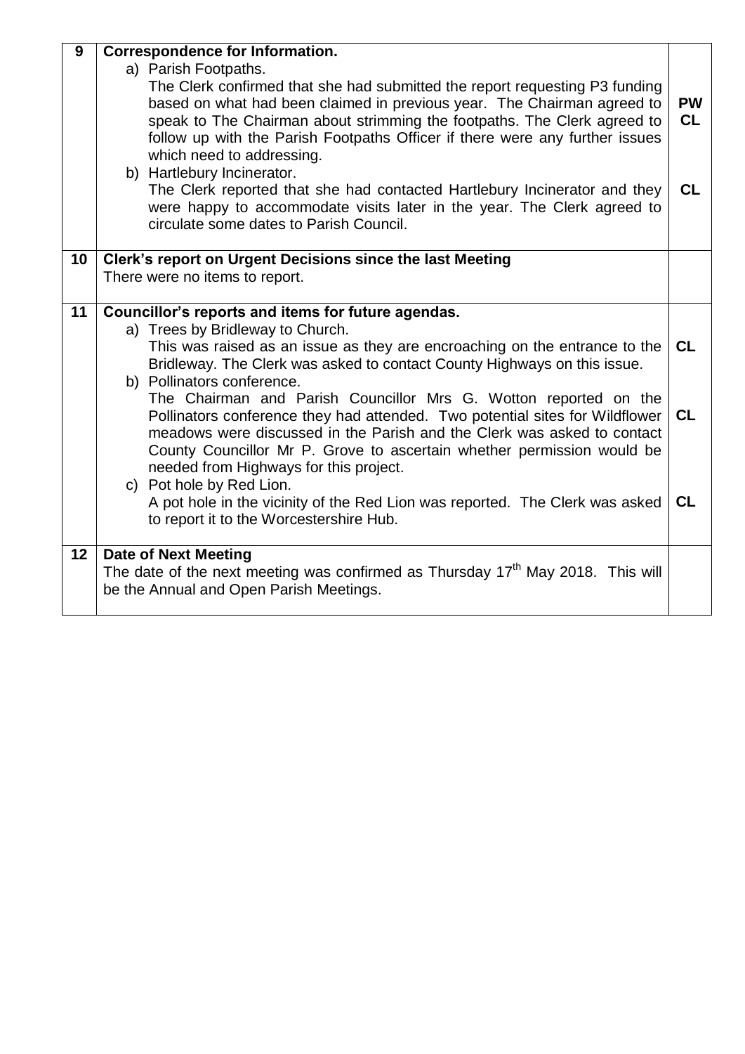| | | |
|---|---|---|
| **9** | **Correspondence for Information.**<br>a) Parish Footpaths.<br>The Clerk confirmed that she had submitted the report requesting P3 funding based on what had been claimed in previous year. The Chairman agreed to speak to The Chairman about strimming the footpaths. The Clerk agreed to follow up with the Parish Footpaths Officer if there were any further issues which need to addressing.<br>b) Hartlebury Incinerator.<br>The Clerk reported that she had contacted Hartlebury Incinerator and they were happy to accommodate visits later in the year. The Clerk agreed to circulate some dates to Parish Council. | **PW**<br>**CL**<br><br>**CL** |
| **10** | **Clerk's report on Urgent Decisions since the last Meeting**<br>There were no items to report. | |
| **11** | **Councillor's reports and items for future agendas.**<br>a) Trees by Bridleway to Church.<br>This was raised as an issue as they are encroaching on the entrance to the Bridleway. The Clerk was asked to contact County Highways on this issue.<br>b) Pollinators conference.<br>The Chairman and Parish Councillor Mrs G. Wotton reported on the Pollinators conference they had attended. Two potential sites for Wildflower meadows were discussed in the Parish and the Clerk was asked to contact County Councillor Mr P. Grove to ascertain whether permission would be needed from Highways for this project.<br>c) Pot hole by Red Lion.<br>A pot hole in the vicinity of the Red Lion was reported. The Clerk was asked to report it to the Worcestershire Hub. | **CL**<br><br>**CL**<br><br>**CL** |
| **12** | **Date of Next Meeting**<br>The date of the next meeting was confirmed as Thursday 17th May 2018. This will be the Annual and Open Parish Meetings. | |